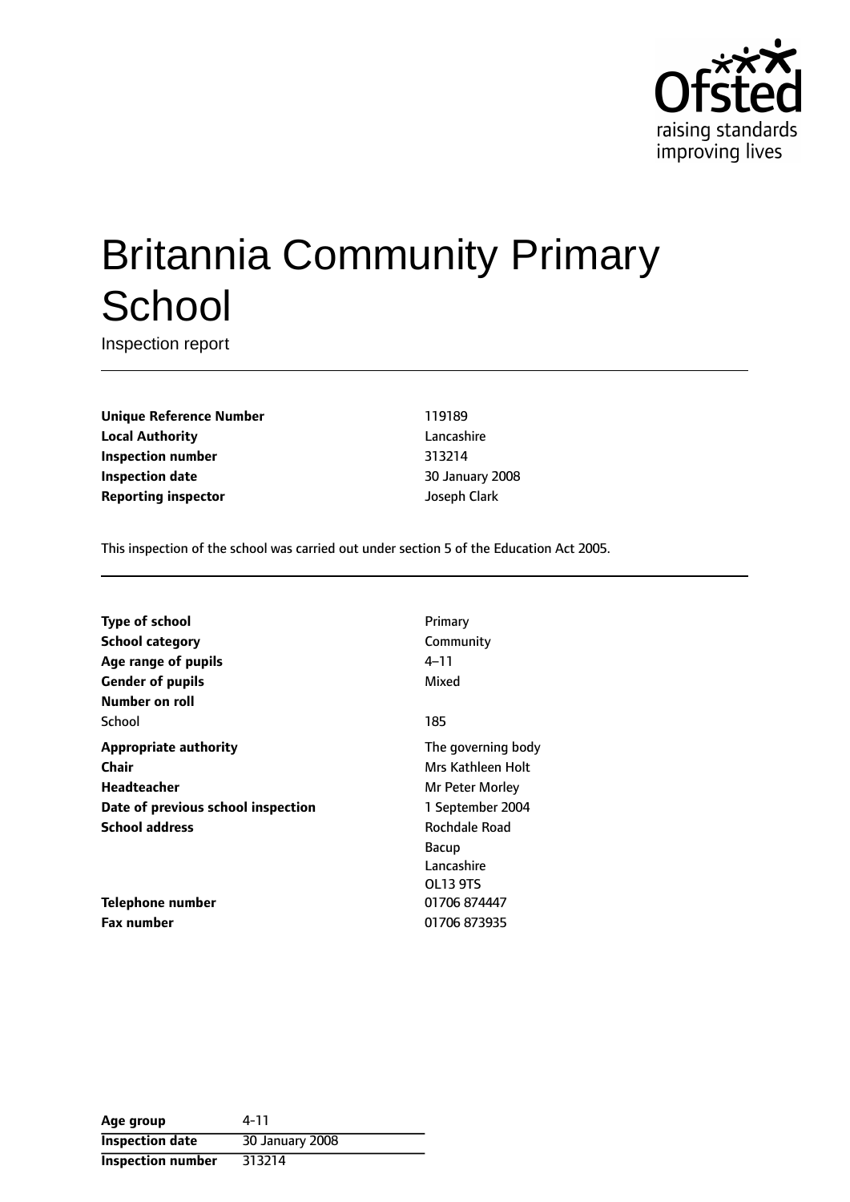# Britannia Community Primary School

Inspection report

| | |
|---|---|
| **Unique Reference Number** | 119189 |
| **Local Authority** | Lancashire |
| **Inspection number** | 313214 |
| **Inspection date** | 30 January 2008 |
| **Reporting inspector** | Joseph Clark |

This inspection of the school was carried out under section 5 of the Education Act 2005.

| | |
|---|---|
| **Type of school** | Primary |
| **School category** | Community |
| **Age range of pupils** | 4–11 |
| **Gender of pupils** | Mixed |
| **Number on roll** | |
| School | 185 |
| **Appropriate authority** | The governing body |
| **Chair** | Mrs Kathleen Holt |
| **Headteacher** | Mr Peter Morley |
| **Date of previous school inspection** | 1 September 2004 |
| **School address** | Rochdale Road<br>Bacup<br>Lancashire<br>OL13 9TS |
| **Telephone number** | 01706 874447 |
| **Fax number** | 01706 873935 |

| | |
|---|---|
| **Age group** | 4-11 |
| **Inspection date** | 30 January 2008 |
| **Inspection number** | 313214 |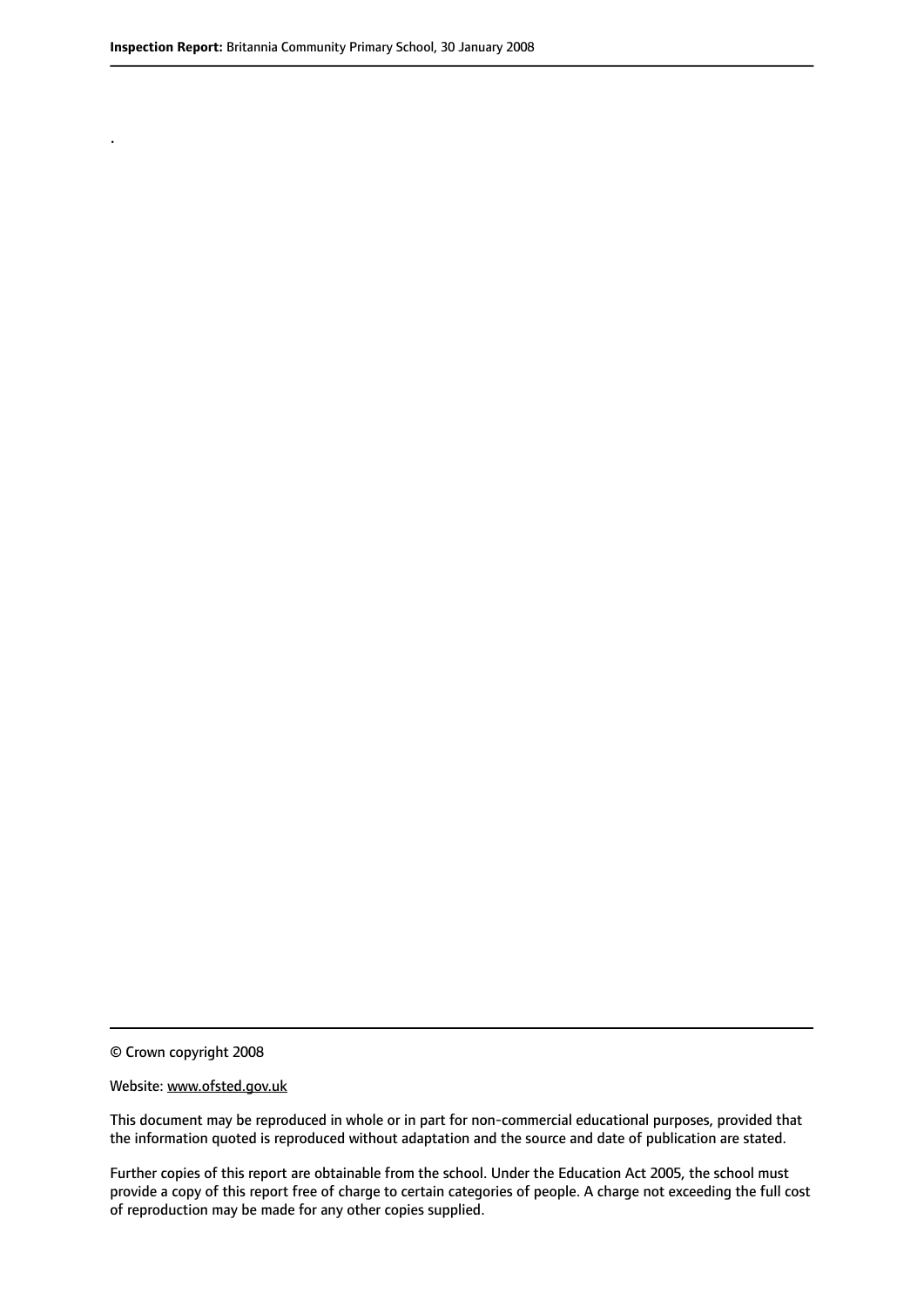.

© Crown copyright 2008

Website: www.ofsted.gov.uk

This document may be reproduced in whole or in part for non-commercial educational purposes, provided that the information quoted is reproduced without adaptation and the source and date of publication are stated.

Further copies of this report are obtainable from the school. Under the Education Act 2005, the school must provide a copy of this report free of charge to certain categories of people. A charge not exceeding the full cost of reproduction may be made for any other copies supplied.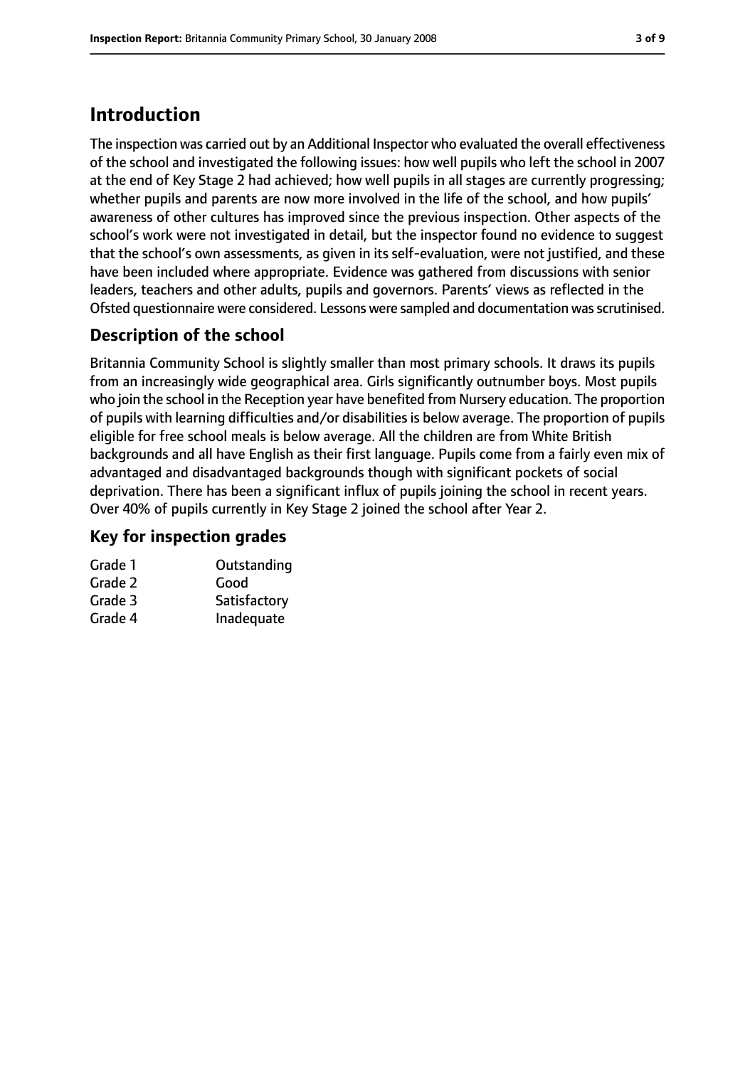# Introduction

The inspection was carried out by an Additional Inspector who evaluated the overall effectiveness of the school and investigated the following issues: how well pupils who left the school in 2007 at the end of Key Stage 2 had achieved; how well pupils in all stages are currently progressing; whether pupils and parents are now more involved in the life of the school, and how pupils' awareness of other cultures has improved since the previous inspection. Other aspects of the school's work were not investigated in detail, but the inspector found no evidence to suggest that the school's own assessments, as given in its self-evaluation, were not justified, and these have been included where appropriate. Evidence was gathered from discussions with senior leaders, teachers and other adults, pupils and governors. Parents' views as reflected in the Ofsted questionnaire were considered. Lessons were sampled and documentation was scrutinised.

## Description of the school

Britannia Community School is slightly smaller than most primary schools. It draws its pupils from an increasingly wide geographical area. Girls significantly outnumber boys. Most pupils who join the school in the Reception year have benefited from Nursery education. The proportion of pupils with learning difficulties and/or disabilities is below average. The proportion of pupils eligible for free school meals is below average. All the children are from White British backgrounds and all have English as their first language. Pupils come from a fairly even mix of advantaged and disadvantaged backgrounds though with significant pockets of social deprivation. There has been a significant influx of pupils joining the school in recent years. Over 40% of pupils currently in Key Stage 2 joined the school after Year 2.

## Key for inspection grades

| | |
|---|---|
| Grade 1 | Outstanding |
| Grade 2 | Good |
| Grade 3 | Satisfactory |
| Grade 4 | Inadequate |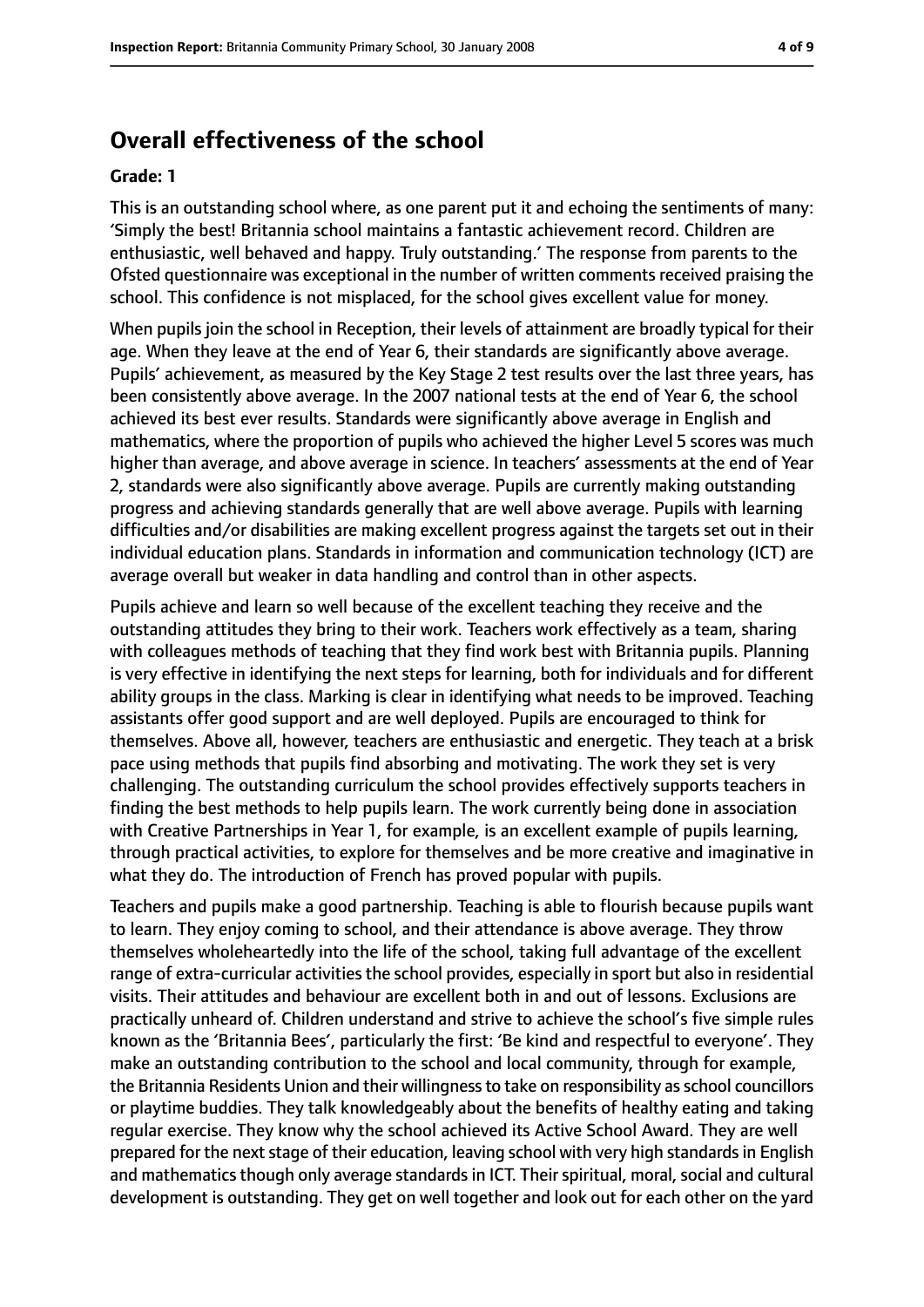## Overall effectiveness of the school

**Grade: 1**

This is an outstanding school where, as one parent put it and echoing the sentiments of many: 'Simply the best! Britannia school maintains a fantastic achievement record. Children are enthusiastic, well behaved and happy. Truly outstanding.' The response from parents to the Ofsted questionnaire was exceptional in the number of written comments received praising the school. This confidence is not misplaced, for the school gives excellent value for money.

When pupils join the school in Reception, their levels of attainment are broadly typical for their age. When they leave at the end of Year 6, their standards are significantly above average. Pupils' achievement, as measured by the Key Stage 2 test results over the last three years, has been consistently above average. In the 2007 national tests at the end of Year 6, the school achieved its best ever results. Standards were significantly above average in English and mathematics, where the proportion of pupils who achieved the higher Level 5 scores was much higher than average, and above average in science. In teachers' assessments at the end of Year 2, standards were also significantly above average. Pupils are currently making outstanding progress and achieving standards generally that are well above average. Pupils with learning difficulties and/or disabilities are making excellent progress against the targets set out in their individual education plans. Standards in information and communication technology (ICT) are average overall but weaker in data handling and control than in other aspects.

Pupils achieve and learn so well because of the excellent teaching they receive and the outstanding attitudes they bring to their work. Teachers work effectively as a team, sharing with colleagues methods of teaching that they find work best with Britannia pupils. Planning is very effective in identifying the next steps for learning, both for individuals and for different ability groups in the class. Marking is clear in identifying what needs to be improved. Teaching assistants offer good support and are well deployed. Pupils are encouraged to think for themselves. Above all, however, teachers are enthusiastic and energetic. They teach at a brisk pace using methods that pupils find absorbing and motivating. The work they set is very challenging. The outstanding curriculum the school provides effectively supports teachers in finding the best methods to help pupils learn. The work currently being done in association with Creative Partnerships in Year 1, for example, is an excellent example of pupils learning, through practical activities, to explore for themselves and be more creative and imaginative in what they do. The introduction of French has proved popular with pupils.

Teachers and pupils make a good partnership. Teaching is able to flourish because pupils want to learn. They enjoy coming to school, and their attendance is above average. They throw themselves wholeheartedly into the life of the school, taking full advantage of the excellent range of extra-curricular activities the school provides, especially in sport but also in residential visits. Their attitudes and behaviour are excellent both in and out of lessons. Exclusions are practically unheard of. Children understand and strive to achieve the school's five simple rules known as the 'Britannia Bees', particularly the first: 'Be kind and respectful to everyone'. They make an outstanding contribution to the school and local community, through for example, the Britannia Residents Union and their willingness to take on responsibility as school councillors or playtime buddies. They talk knowledgeably about the benefits of healthy eating and taking regular exercise. They know why the school achieved its Active School Award. They are well prepared for the next stage of their education, leaving school with very high standards in English and mathematics though only average standards in ICT. Their spiritual, moral, social and cultural development is outstanding. They get on well together and look out for each other on the yard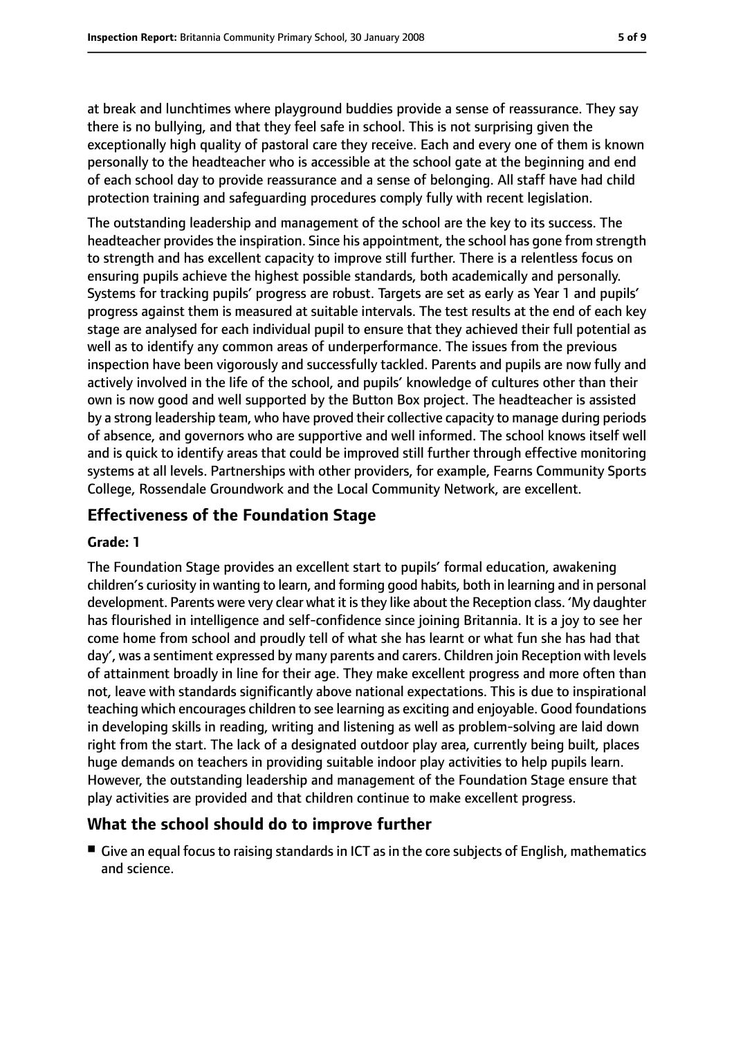at break and lunchtimes where playground buddies provide a sense of reassurance. They say there is no bullying, and that they feel safe in school. This is not surprising given the exceptionally high quality of pastoral care they receive. Each and every one of them is known personally to the headteacher who is accessible at the school gate at the beginning and end of each school day to provide reassurance and a sense of belonging. All staff have had child protection training and safeguarding procedures comply fully with recent legislation.

The outstanding leadership and management of the school are the key to its success. The headteacher provides the inspiration. Since his appointment, the school has gone from strength to strength and has excellent capacity to improve still further. There is a relentless focus on ensuring pupils achieve the highest possible standards, both academically and personally. Systems for tracking pupils' progress are robust. Targets are set as early as Year 1 and pupils' progress against them is measured at suitable intervals. The test results at the end of each key stage are analysed for each individual pupil to ensure that they achieved their full potential as well as to identify any common areas of underperformance. The issues from the previous inspection have been vigorously and successfully tackled. Parents and pupils are now fully and actively involved in the life of the school, and pupils' knowledge of cultures other than their own is now good and well supported by the Button Box project. The headteacher is assisted by a strong leadership team, who have proved their collective capacity to manage during periods of absence, and governors who are supportive and well informed. The school knows itself well and is quick to identify areas that could be improved still further through effective monitoring systems at all levels. Partnerships with other providers, for example, Fearns Community Sports College, Rossendale Groundwork and the Local Community Network, are excellent.

## Effectiveness of the Foundation Stage

#### Grade: 1

The Foundation Stage provides an excellent start to pupils' formal education, awakening children's curiosity in wanting to learn, and forming good habits, both in learning and in personal development. Parents were very clear what it is they like about the Reception class. 'My daughter has flourished in intelligence and self-confidence since joining Britannia. It is a joy to see her come home from school and proudly tell of what she has learnt or what fun she has had that day', was a sentiment expressed by many parents and carers. Children join Reception with levels of attainment broadly in line for their age. They make excellent progress and more often than not, leave with standards significantly above national expectations. This is due to inspirational teaching which encourages children to see learning as exciting and enjoyable. Good foundations in developing skills in reading, writing and listening as well as problem-solving are laid down right from the start. The lack of a designated outdoor play area, currently being built, places huge demands on teachers in providing suitable indoor play activities to help pupils learn. However, the outstanding leadership and management of the Foundation Stage ensure that play activities are provided and that children continue to make excellent progress.

## What the school should do to improve further

- Give an equal focus to raising standards in ICT as in the core subjects of English, mathematics and science.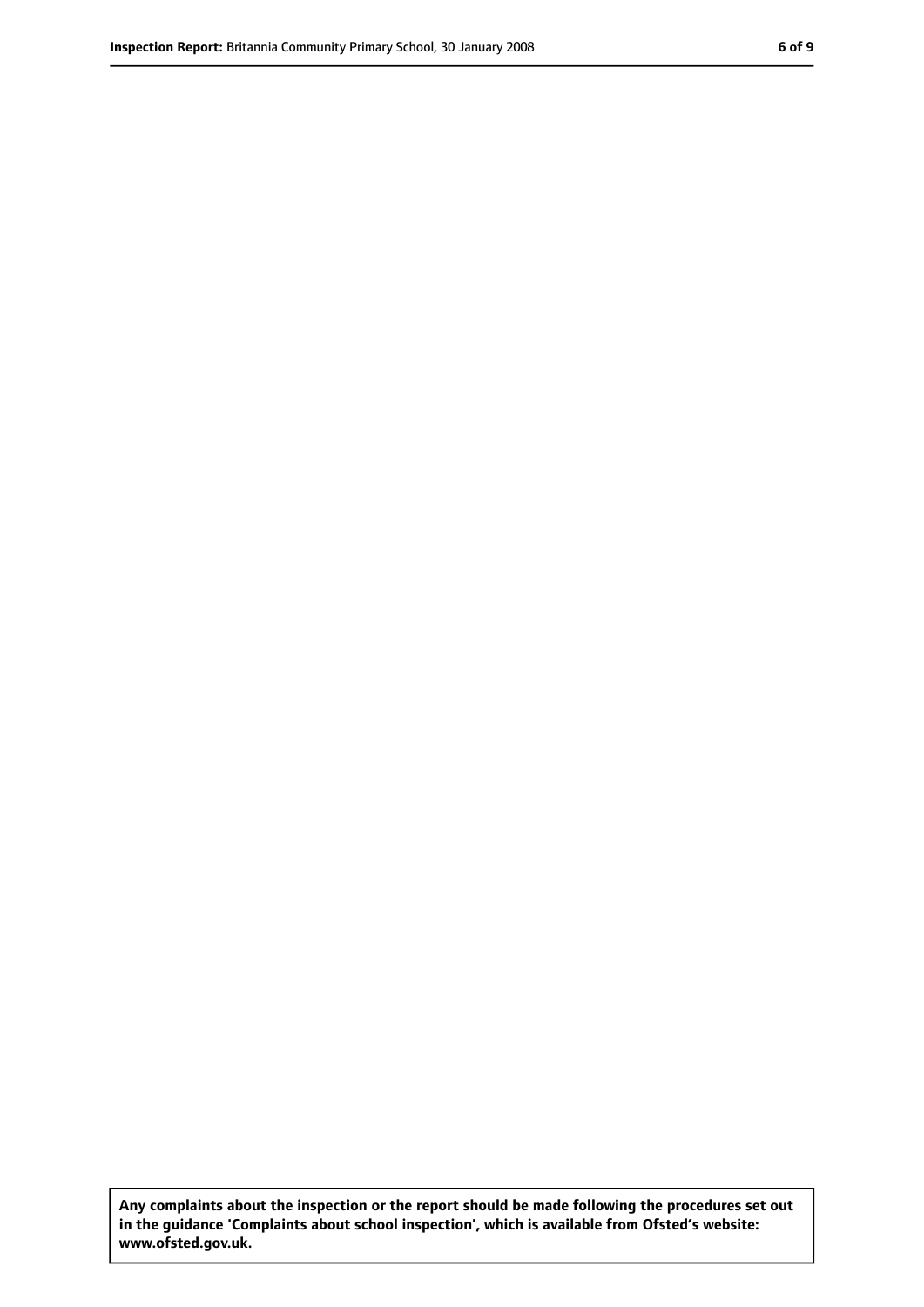**Any complaints about the inspection or the report should be made following the procedures set out in the guidance 'Complaints about school inspection', which is available from Ofsted's website: www.ofsted.gov.uk.**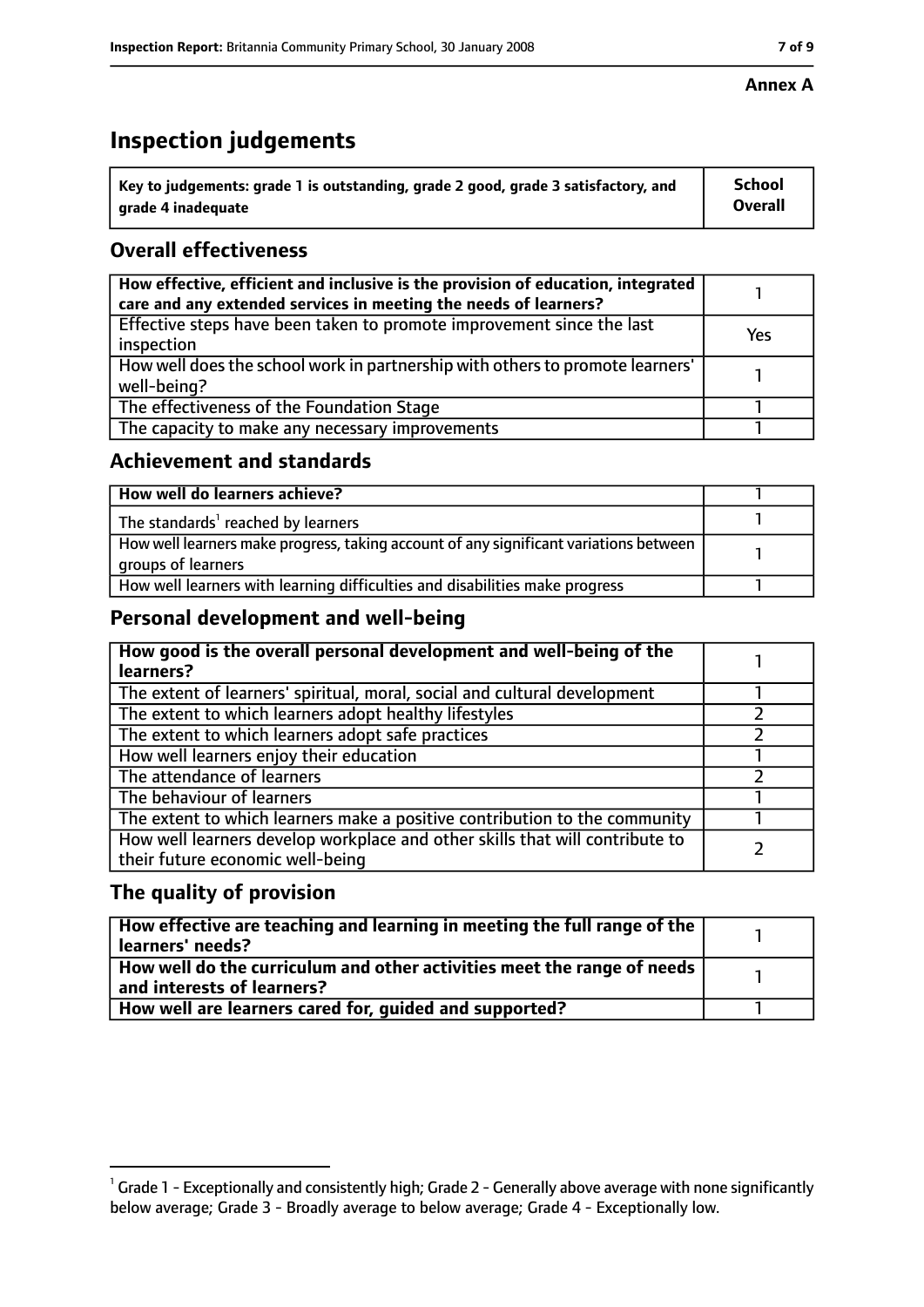**Annex A**

# Inspection judgements

| Key to judgements: grade 1 is outstanding, grade 2 good, grade 3 satisfactory, and grade 4 inadequate | School Overall |
|---|---|

## Overall effectiveness

| | |
|---|---|
| How effective, efficient and inclusive is the provision of education, integrated care and any extended services in meeting the needs of learners? | 1 |
| Effective steps have been taken to promote improvement since the last inspection | Yes |
| How well does the school work in partnership with others to promote learners' well-being? | 1 |
| The effectiveness of the Foundation Stage | 1 |
| The capacity to make any necessary improvements | 1 |

## Achievement and standards

| | |
|---|---|
| How well do learners achieve? | 1 |
| The standards[1] reached by learners | 1 |
| How well learners make progress, taking account of any significant variations between groups of learners | 1 |
| How well learners with learning difficulties and disabilities make progress | 1 |

## Personal development and well-being

| | |
|---|---|
| How good is the overall personal development and well-being of the learners? | 1 |
| The extent of learners' spiritual, moral, social and cultural development | 1 |
| The extent to which learners adopt healthy lifestyles | 2 |
| The extent to which learners adopt safe practices | 2 |
| How well learners enjoy their education | 1 |
| The attendance of learners | 2 |
| The behaviour of learners | 1 |
| The extent to which learners make a positive contribution to the community | 1 |
| How well learners develop workplace and other skills that will contribute to their future economic well-being | 2 |

## The quality of provision

| | |
|---|---|
| How effective are teaching and learning in meeting the full range of the learners' needs? | 1 |
| How well do the curriculum and other activities meet the range of needs and interests of learners? | 1 |
| How well are learners cared for, guided and supported? | 1 |

[1] Grade 1 - Exceptionally and consistently high; Grade 2 - Generally above average with none significantly below average; Grade 3 - Broadly average to below average; Grade 4 - Exceptionally low.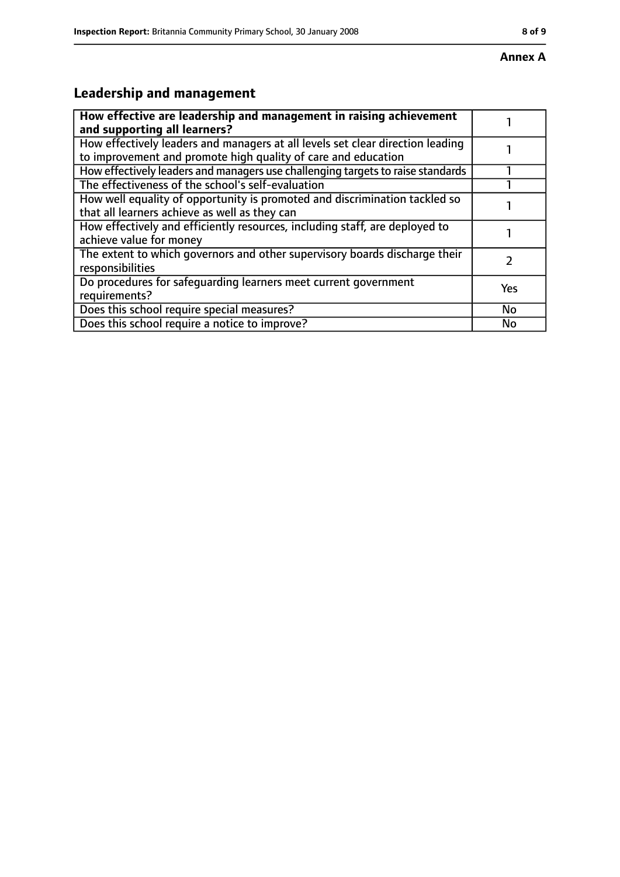**Annex A**

## Leadership and management

| **How effective are leadership and management in raising achievement and supporting all learners?** | 1 |
|---|---|
| How effectively leaders and managers at all levels set clear direction leading to improvement and promote high quality of care and education | 1 |
| How effectively leaders and managers use challenging targets to raise standards | 1 |
| The effectiveness of the school's self-evaluation | 1 |
| How well equality of opportunity is promoted and discrimination tackled so that all learners achieve as well as they can | 1 |
| How effectively and efficiently resources, including staff, are deployed to achieve value for money | 1 |
| The extent to which governors and other supervisory boards discharge their responsibilities | 2 |
| Do procedures for safeguarding learners meet current government requirements? | Yes |
| Does this school require special measures? | No |
| Does this school require a notice to improve? | No |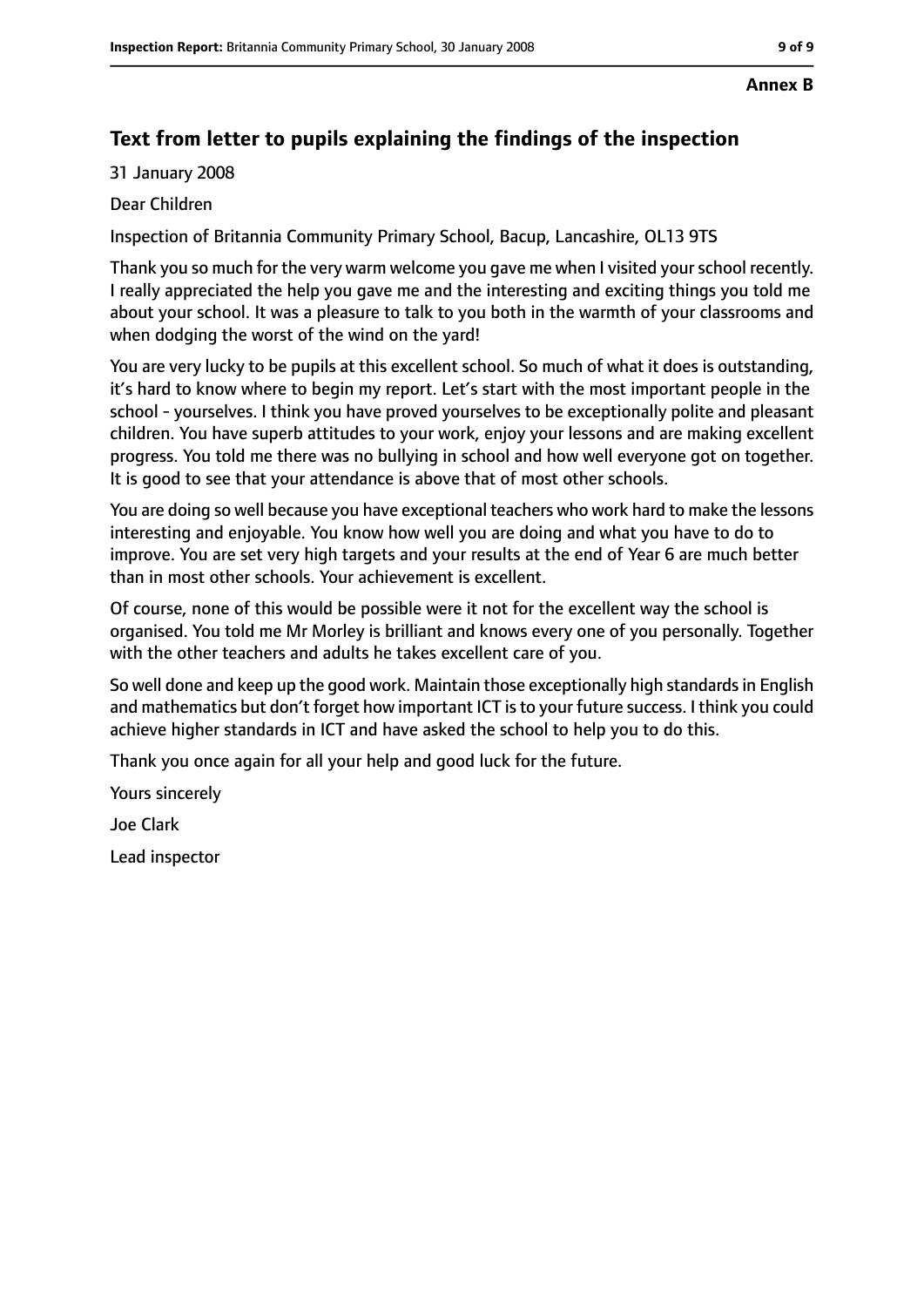**Annex B**

## Text from letter to pupils explaining the findings of the inspection

31 January 2008

Dear Children

Inspection of Britannia Community Primary School, Bacup, Lancashire, OL13 9TS

Thank you so much for the very warm welcome you gave me when I visited your school recently. I really appreciated the help you gave me and the interesting and exciting things you told me about your school. It was a pleasure to talk to you both in the warmth of your classrooms and when dodging the worst of the wind on the yard!

You are very lucky to be pupils at this excellent school. So much of what it does is outstanding, it's hard to know where to begin my report. Let's start with the most important people in the school - yourselves. I think you have proved yourselves to be exceptionally polite and pleasant children. You have superb attitudes to your work, enjoy your lessons and are making excellent progress. You told me there was no bullying in school and how well everyone got on together. It is good to see that your attendance is above that of most other schools.

You are doing so well because you have exceptional teachers who work hard to make the lessons interesting and enjoyable. You know how well you are doing and what you have to do to improve. You are set very high targets and your results at the end of Year 6 are much better than in most other schools. Your achievement is excellent.

Of course, none of this would be possible were it not for the excellent way the school is organised. You told me Mr Morley is brilliant and knows every one of you personally. Together with the other teachers and adults he takes excellent care of you.

So well done and keep up the good work. Maintain those exceptionally high standards in English and mathematics but don't forget how important ICT is to your future success. I think you could achieve higher standards in ICT and have asked the school to help you to do this.

Thank you once again for all your help and good luck for the future.

Yours sincerely

Joe Clark

Lead inspector